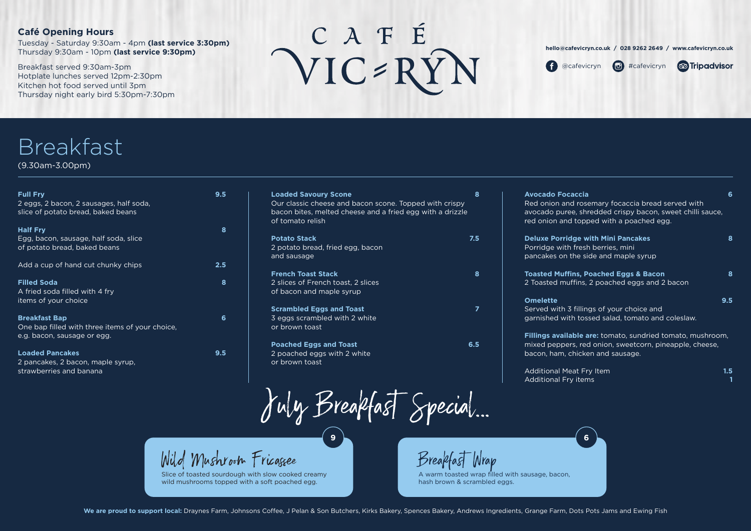## Café Opening Hours

Tuesday - Saturday 9:30am - 4pm **(last service 3:30pm)**
Thursday 9:30am - 10pm **(last service 9:30pm)**

Breakfast served 9:30am-3pm
Hotplate lunches served 12pm-2:30pm
Kitchen hot food served until 3pm
Thursday night early bird 5:30pm-7:30pm

# CAFÉ VIC≈RYN

hello@cafevicryn.co.uk / 028 9262 2649 / www.cafevicryn.co.uk

@cafevicryn #cafevicryn Tripadvisor

# Breakfast

(9.30am-3.00pm)

**Full Fry** 9.5
2 eggs, 2 bacon, 2 sausages, half soda, slice of potato bread, baked beans

**Half Fry** 8
Egg, bacon, sausage, half soda, slice of potato bread, baked beans

Add a cup of hand cut chunky chips 2.5

**Filled Soda** 8
A fried soda filled with 4 fry items of your choice

**Breakfast Bap** 6
One bap filled with three items of your choice, e.g. bacon, sausage or egg.

**Loaded Pancakes** 9.5
2 pancakes, 2 bacon, maple syrup, strawberries and banana

**Loaded Savoury Scone** 8
Our classic cheese and bacon scone. Topped with crispy bacon bites, melted cheese and a fried egg with a drizzle of tomato relish

**Potato Stack** 7.5
2 potato bread, fried egg, bacon and sausage

**French Toast Stack** 8
2 slices of French toast, 2 slices of bacon and maple syrup

**Scrambled Eggs and Toast** 7
3 eggs scrambled with 2 white or brown toast

**Poached Eggs and Toast** 6.5
2 poached eggs with 2 white or brown toast

**Avocado Focaccia** 6
Red onion and rosemary focaccia bread served with avocado puree, shredded crispy bacon, sweet chilli sauce, red onion and topped with a poached egg.

**Deluxe Porridge with Mini Pancakes** 8
Porridge with fresh berries, mini pancakes on the side and maple syrup

**Toasted Muffins, Poached Eggs & Bacon** 8
2 Toasted muffins, 2 poached eggs and 2 bacon

**Omelette** 9.5
Served with 3 fillings of your choice and garnished with tossed salad, tomato and coleslaw.

**Fillings available are:** tomato, sundried tomato, mushroom, mixed peppers, red onion, sweetcorn, pineapple, cheese, bacon, ham, chicken and sausage.

Additional Meat Fry Item 1.5
Additional Fry items 1

## July Breakfast Special...

**Wild Mushroom Fricassee** 9
Slice of toasted sourdough with slow cooked creamy wild mushrooms topped with a soft poached egg.

**Breakfast Wrap** 6
A warm toasted wrap filled with sausage, bacon, hash brown & scrambled eggs.

**We are proud to support local:** Draynes Farm, Johnsons Coffee, J Pelan & Son Butchers, Kirks Bakery, Spences Bakery, Andrews Ingredients, Grange Farm, Dots Pots Jams and Ewing Fish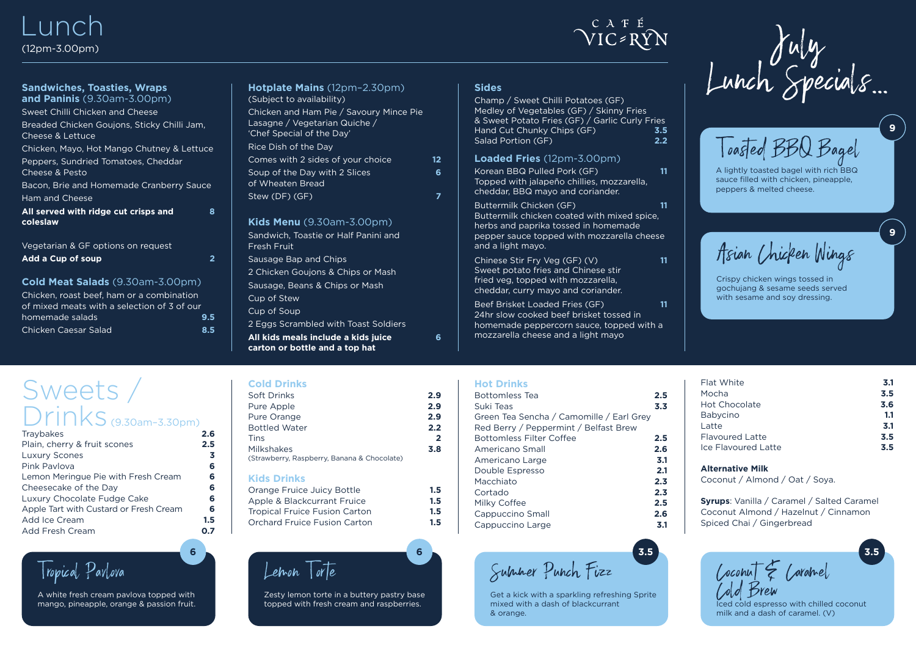# Lunch

(12pm-3.00pm)

CAFÉ VIC-RYN

## Sandwiches, Toasties, Wraps and Paninis (9.30am-3.00pm)

Sweet Chilli Chicken and Cheese

Breaded Chicken Goujons, Sticky Chilli Jam, Cheese & Lettuce

Chicken, Mayo, Hot Mango Chutney & Lettuce

Peppers, Sundried Tomatoes, Cheddar Cheese & Pesto

Bacon, Brie and Homemade Cranberry Sauce

Ham and Cheese

**All served with ridge cut crisps and coleslaw** 8

Vegetarian & GF options on request

**Add a Cup of soup** 2

## Cold Meat Salads (9.30am-3.00pm)

| | |
|---|---|
| Chicken, roast beef, ham or a combination of mixed meats with a selection of 3 of our homemade salads | 9.5 |
| Chicken Caesar Salad | 8.5 |

## Hotplate Mains (12pm–2.30pm)

(Subject to availability)

Chicken and Ham Pie / Savoury Mince Pie
Lasagne / Vegetarian Quiche / 'Chef Special of the Day'

Rice Dish of the Day

| | |
|---|---|
| Comes with 2 sides of your choice | 12 |
| Soup of the Day with 2 Slices of Wheaten Bread | 6 |
| Stew (DF) (GF) | 7 |

## Kids Menu (9.30am-3.00pm)

Sandwich, Toastie or Half Panini and Fresh Fruit

Sausage Bap and Chips

2 Chicken Goujons & Chips or Mash

Sausage, Beans & Chips or Mash

Cup of Stew

Cup of Soup

2 Eggs Scrambled with Toast Soldiers

**All kids meals include a kids juice carton or bottle and a top hat** 6

## Sides

Champ / Sweet Chilli Potatoes (GF)
Medley of Vegetables (GF) / Skinny Fries & Sweet Potato Fries (GF) / Garlic Curly Fries

| | |
|---|---|
| Hand Cut Chunky Chips (GF) | 3.5 |
| Salad Portion (GF) | 2.2 |

## Loaded Fries (12pm-3.00pm)

**Korean BBQ Pulled Pork (GF)** 11
Topped with jalapeño chillies, mozzarella, cheddar, BBQ mayo and coriander.

**Buttermilk Chicken (GF)** 11
Buttermilk chicken coated with mixed spice, herbs and paprika tossed in homemade pepper sauce topped with mozzarella cheese and a light mayo.

**Chinese Stir Fry Veg (GF) (V)** 11
Sweet potato fries and Chinese stir fried veg, topped with mozzarella, cheddar, curry mayo and coriander.

**Beef Brisket Loaded Fries (GF)** 11
24hr slow cooked beef brisket tossed in homemade peppercorn sauce, topped with a mozzarella cheese and a light mayo

## July Lunch Specials...

**Toasted BBQ Bagel** — 9
A lightly toasted bagel with rich BBQ sauce filled with chicken, pineapple, peppers & melted cheese.

**Asian Chicken Wings** — 9
Crispy chicken wings tossed in gochujang & sesame seeds served with sesame and soy dressing.

# Sweets / Drinks (9.30am-3.30pm)

| | |
|---|---|
| Traybakes | 2.6 |
| Plain, cherry & fruit scones | 2.5 |
| Luxury Scones | 3 |
| Pink Pavlova | 6 |
| Lemon Meringue Pie with Fresh Cream | 6 |
| Cheesecake of the Day | 6 |
| Luxury Chocolate Fudge Cake | 6 |
| Apple Tart with Custard or Fresh Cream | 6 |
| Add Ice Cream | 1.5 |
| Add Fresh Cream | 0.7 |

## Cold Drinks

| | |
|---|---|
| Soft Drinks | 2.9 |
| Pure Apple | 2.9 |
| Pure Orange | 2.9 |
| Bottled Water | 2.2 |
| Tins | 2 |
| Milkshakes (Strawberry, Raspberry, Banana & Chocolate) | 3.8 |

## Kids Drinks

| | |
|---|---|
| Orange Fruice Juicy Bottle | 1.5 |
| Apple & Blackcurrant Fruice | 1.5 |
| Tropical Fruice Fusion Carton | 1.5 |
| Orchard Fruice Fusion Carton | 1.5 |

## Hot Drinks

| | |
|---|---|
| Bottomless Tea | 2.5 |
| Suki Teas (Green Tea Sencha / Camomille / Earl Grey / Red Berry / Peppermint / Belfast Brew) | 3.3 |
| Bottomless Filter Coffee | 2.5 |
| Americano Small | 2.6 |
| Americano Large | 3.1 |
| Double Espresso | 2.1 |
| Macchiato | 2.3 |
| Cortado | 2.3 |
| Milky Coffee | 2.5 |
| Cappuccino Small | 2.6 |
| Cappuccino Large | 3.1 |
| Flat White | 3.1 |
| Mocha | 3.5 |
| Hot Chocolate | 3.6 |
| Babycino | 1.1 |
| Latte | 3.1 |
| Flavoured Latte | 3.5 |
| Ice Flavoured Latte | 3.5 |

**Alternative Milk**
Coconut / Almond / Oat / Soya.

**Syrups**: Vanilla / Caramel / Salted Caramel
Coconut Almond / Hazelnut / Cinnamon
Spiced Chai / Gingerbread

**Tropical Pavlova** — 6
A white fresh cream pavlova topped with mango, pineapple, orange & passion fruit.

**Lemon Torte** — 6
Zesty lemon torte in a buttery pastry base topped with fresh cream and raspberries.

**Summer Punch Fizz** — 3.5
Get a kick with a sparkling refreshing Sprite mixed with a dash of blackcurrant & orange.

**Coconut & Caramel Cold Brew** — 3.5
Iced cold espresso with chilled coconut milk and a dash of caramel. (V)